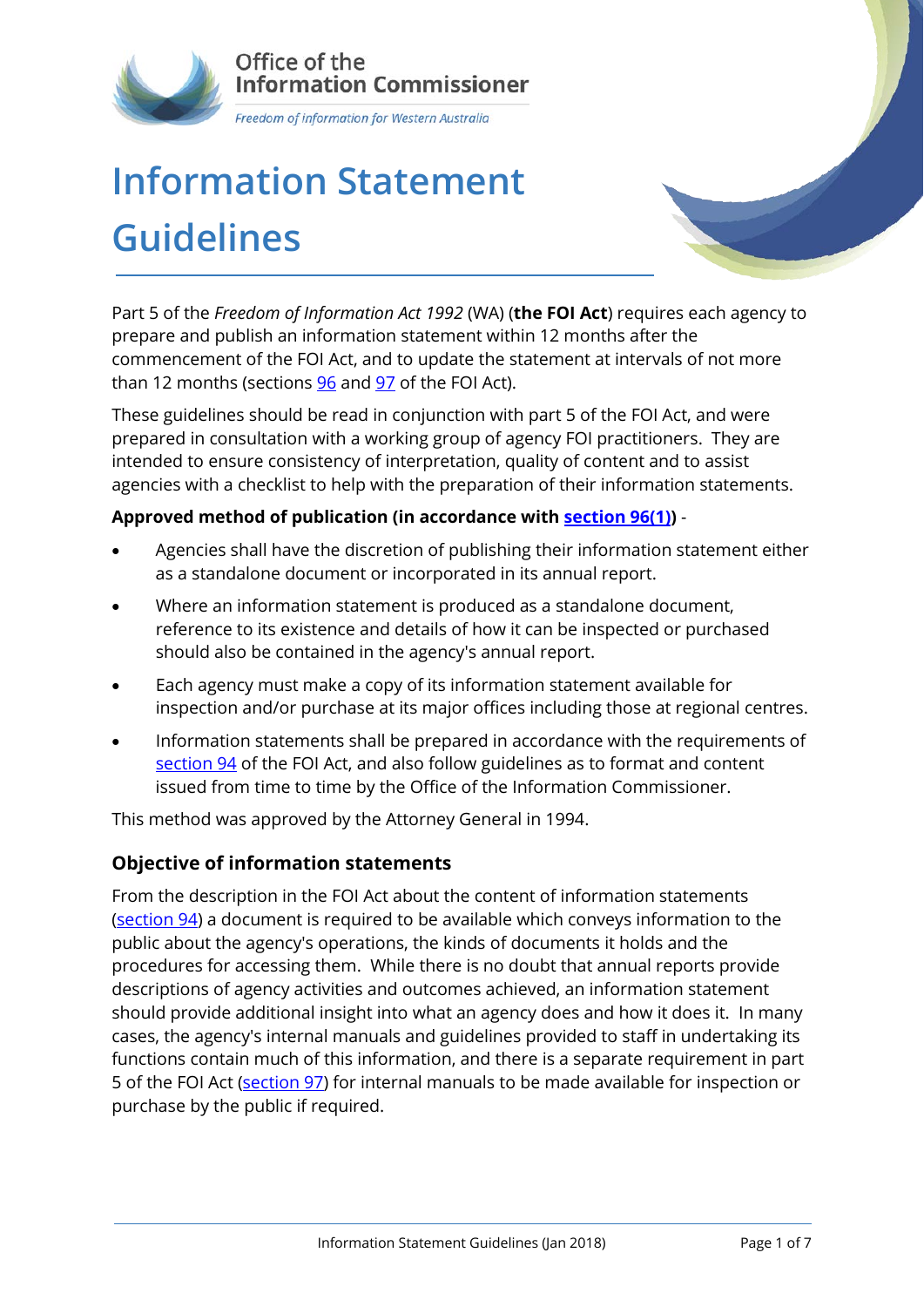Office of the Information Commissioner

*Freedom of information for Western Australia*

# Information Statement Guidelines

Part 5 of the *Freedom of Information Act 1992* (WA) (**the FOI Act**) requires each agency to prepare and publish an information statement within 12 months after the commencement of the FOI Act, and to update the statement at intervals of not more than 12 months (sections 96 and 97 of the FOI Act).

These guidelines should be read in conjunction with part 5 of the FOI Act, and were prepared in consultation with a working group of agency FOI practitioners. They are intended to ensure consistency of interpretation, quality of content and to assist agencies with a checklist to help with the preparation of their information statements.

**Approved method of publication (in accordance with section 96(1))** -

- Agencies shall have the discretion of publishing their information statement either as a standalone document or incorporated in its annual report.
- Where an information statement is produced as a standalone document, reference to its existence and details of how it can be inspected or purchased should also be contained in the agency's annual report.
- Each agency must make a copy of its information statement available for inspection and/or purchase at its major offices including those at regional centres.
- Information statements shall be prepared in accordance with the requirements of section 94 of the FOI Act, and also follow guidelines as to format and content issued from time to time by the Office of the Information Commissioner.

This method was approved by the Attorney General in 1994.

## Objective of information statements

From the description in the FOI Act about the content of information statements (section 94) a document is required to be available which conveys information to the public about the agency's operations, the kinds of documents it holds and the procedures for accessing them. While there is no doubt that annual reports provide descriptions of agency activities and outcomes achieved, an information statement should provide additional insight into what an agency does and how it does it. In many cases, the agency's internal manuals and guidelines provided to staff in undertaking its functions contain much of this information, and there is a separate requirement in part 5 of the FOI Act (section 97) for internal manuals to be made available for inspection or purchase by the public if required.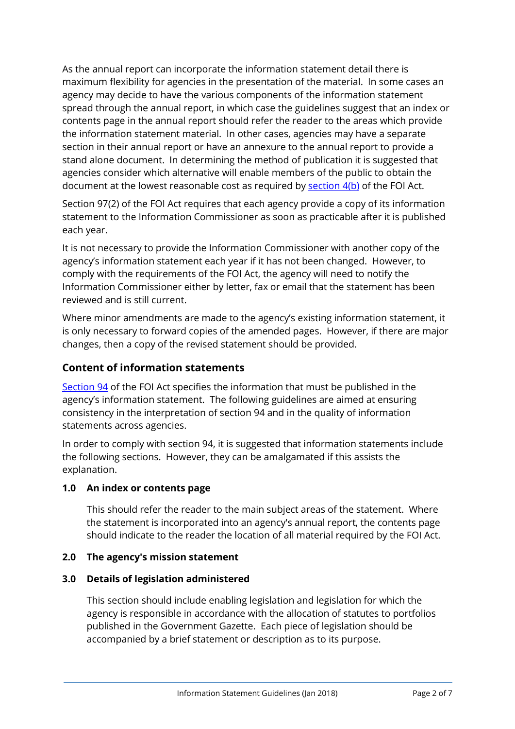As the annual report can incorporate the information statement detail there is maximum flexibility for agencies in the presentation of the material. In some cases an agency may decide to have the various components of the information statement spread through the annual report, in which case the guidelines suggest that an index or contents page in the annual report should refer the reader to the areas which provide the information statement material. In other cases, agencies may have a separate section in their annual report or have an annexure to the annual report to provide a stand alone document. In determining the method of publication it is suggested that agencies consider which alternative will enable members of the public to obtain the document at the lowest reasonable cost as required by section 4(b) of the FOI Act.

Section 97(2) of the FOI Act requires that each agency provide a copy of its information statement to the Information Commissioner as soon as practicable after it is published each year.

It is not necessary to provide the Information Commissioner with another copy of the agency's information statement each year if it has not been changed. However, to comply with the requirements of the FOI Act, the agency will need to notify the Information Commissioner either by letter, fax or email that the statement has been reviewed and is still current.

Where minor amendments are made to the agency's existing information statement, it is only necessary to forward copies of the amended pages. However, if there are major changes, then a copy of the revised statement should be provided.

## Content of information statements

Section 94 of the FOI Act specifies the information that must be published in the agency's information statement. The following guidelines are aimed at ensuring consistency in the interpretation of section 94 and in the quality of information statements across agencies.

In order to comply with section 94, it is suggested that information statements include the following sections. However, they can be amalgamated if this assists the explanation.

### 1.0 An index or contents page

This should refer the reader to the main subject areas of the statement. Where the statement is incorporated into an agency's annual report, the contents page should indicate to the reader the location of all material required by the FOI Act.

### 2.0 The agency's mission statement

### 3.0 Details of legislation administered

This section should include enabling legislation and legislation for which the agency is responsible in accordance with the allocation of statutes to portfolios published in the Government Gazette. Each piece of legislation should be accompanied by a brief statement or description as to its purpose.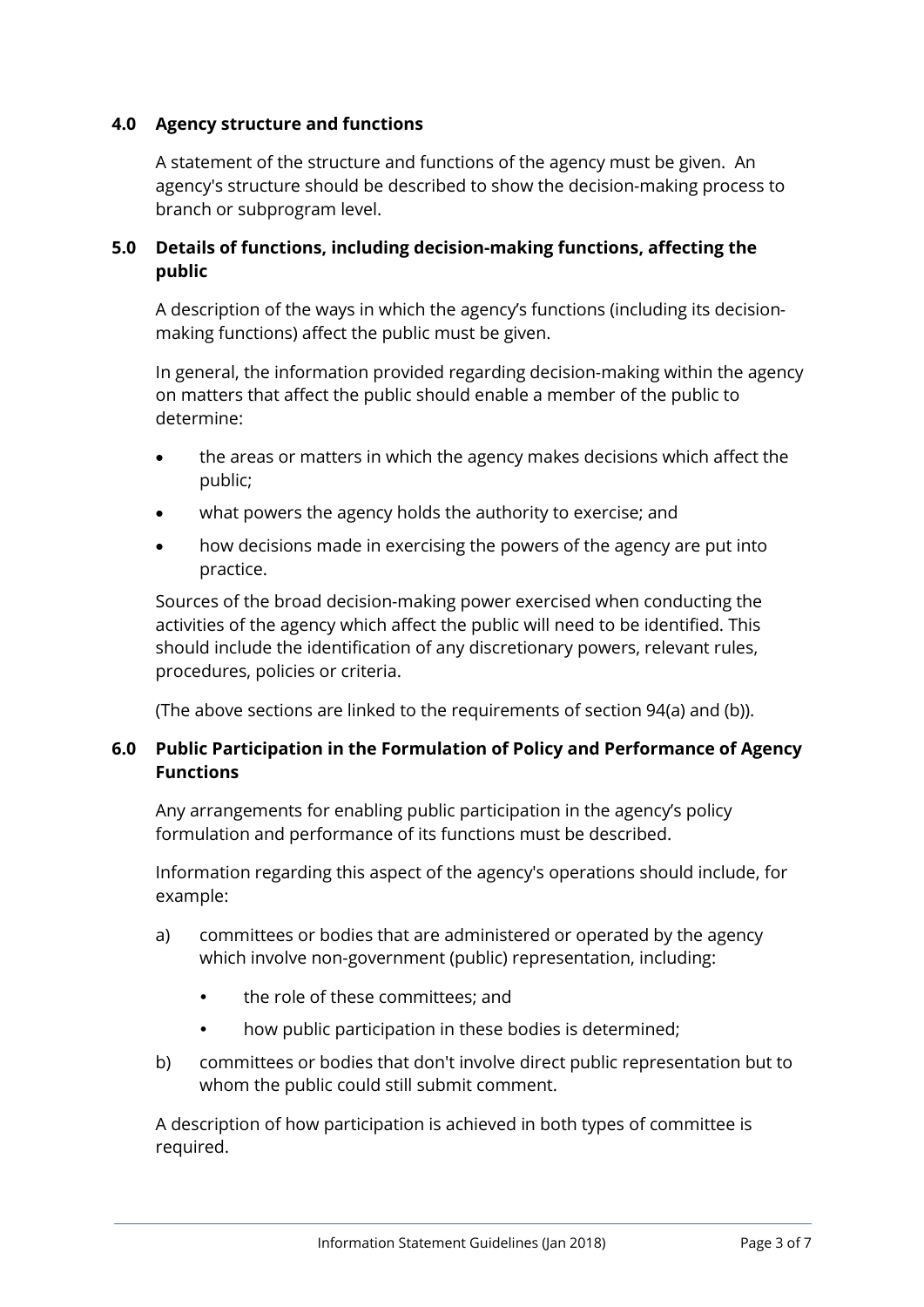## 4.0 Agency structure and functions

A statement of the structure and functions of the agency must be given. An agency's structure should be described to show the decision-making process to branch or subprogram level.

## 5.0 Details of functions, including decision-making functions, affecting the public

A description of the ways in which the agency's functions (including its decision-making functions) affect the public must be given.

In general, the information provided regarding decision-making within the agency on matters that affect the public should enable a member of the public to determine:

- the areas or matters in which the agency makes decisions which affect the public;
- what powers the agency holds the authority to exercise; and
- how decisions made in exercising the powers of the agency are put into practice.

Sources of the broad decision-making power exercised when conducting the activities of the agency which affect the public will need to be identified. This should include the identification of any discretionary powers, relevant rules, procedures, policies or criteria.

(The above sections are linked to the requirements of section 94(a) and (b)).

## 6.0 Public Participation in the Formulation of Policy and Performance of Agency Functions

Any arrangements for enabling public participation in the agency's policy formulation and performance of its functions must be described.

Information regarding this aspect of the agency's operations should include, for example:

a) committees or bodies that are administered or operated by the agency which involve non-government (public) representation, including:
   - the role of these committees; and
   - how public participation in these bodies is determined;

b) committees or bodies that don't involve direct public representation but to whom the public could still submit comment.

A description of how participation is achieved in both types of committee is required.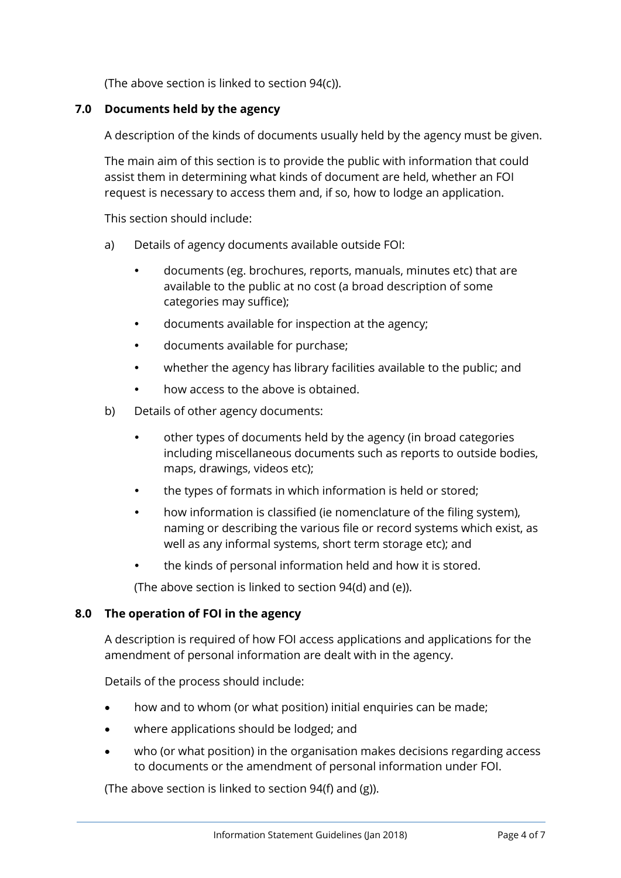(The above section is linked to section 94(c)).

## 7.0 Documents held by the agency

A description of the kinds of documents usually held by the agency must be given.

The main aim of this section is to provide the public with information that could assist them in determining what kinds of document are held, whether an FOI request is necessary to access them and, if so, how to lodge an application.

This section should include:

a) Details of agency documents available outside FOI:

- documents (eg. brochures, reports, manuals, minutes etc) that are available to the public at no cost (a broad description of some categories may suffice);
- documents available for inspection at the agency;
- documents available for purchase;
- whether the agency has library facilities available to the public; and
- how access to the above is obtained.

b) Details of other agency documents:

- other types of documents held by the agency (in broad categories including miscellaneous documents such as reports to outside bodies, maps, drawings, videos etc);
- the types of formats in which information is held or stored;
- how information is classified (ie nomenclature of the filing system), naming or describing the various file or record systems which exist, as well as any informal systems, short term storage etc); and
- the kinds of personal information held and how it is stored.

(The above section is linked to section 94(d) and (e)).

## 8.0 The operation of FOI in the agency

A description is required of how FOI access applications and applications for the amendment of personal information are dealt with in the agency.

Details of the process should include:

- how and to whom (or what position) initial enquiries can be made;
- where applications should be lodged; and
- who (or what position) in the organisation makes decisions regarding access to documents or the amendment of personal information under FOI.

(The above section is linked to section 94(f) and (g)).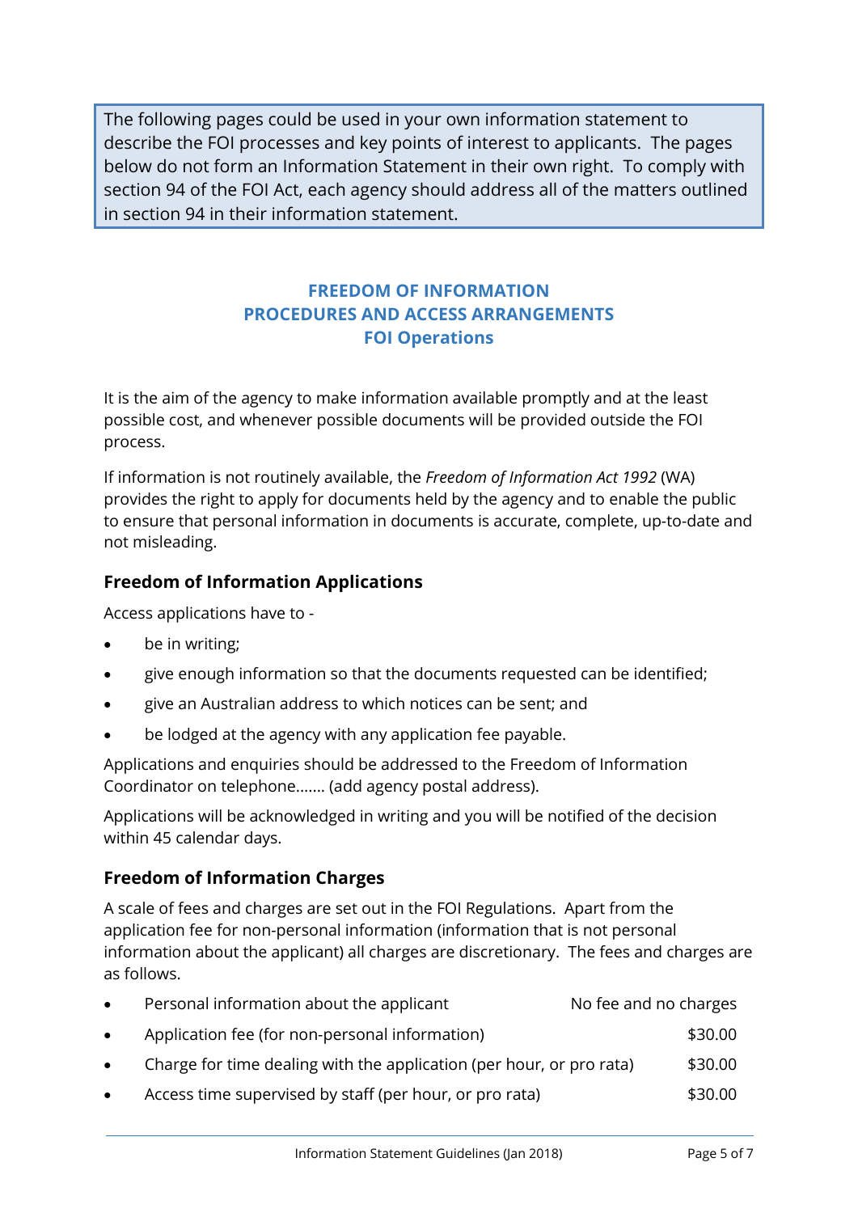> The following pages could be used in your own information statement to describe the FOI processes and key points of interest to applicants. The pages below do not form an Information Statement in their own right. To comply with section 94 of the FOI Act, each agency should address all of the matters outlined in section 94 in their information statement.

# FREEDOM OF INFORMATION
# PROCEDURES AND ACCESS ARRANGEMENTS
# FOI Operations

It is the aim of the agency to make information available promptly and at the least possible cost, and whenever possible documents will be provided outside the FOI process.

If information is not routinely available, the *Freedom of Information Act 1992* (WA) provides the right to apply for documents held by the agency and to enable the public to ensure that personal information in documents is accurate, complete, up-to-date and not misleading.

## Freedom of Information Applications

Access applications have to -

- be in writing;
- give enough information so that the documents requested can be identified;
- give an Australian address to which notices can be sent; and
- be lodged at the agency with any application fee payable.

Applications and enquiries should be addressed to the Freedom of Information Coordinator on telephone……. (add agency postal address).

Applications will be acknowledged in writing and you will be notified of the decision within 45 calendar days.

## Freedom of Information Charges

A scale of fees and charges are set out in the FOI Regulations. Apart from the application fee for non-personal information (information that is not personal information about the applicant) all charges are discretionary. The fees and charges are as follows.

- Personal information about the applicant — No fee and no charges
- Application fee (for non-personal information) — $30.00
- Charge for time dealing with the application (per hour, or pro rata) — $30.00
- Access time supervised by staff (per hour, or pro rata) — $30.00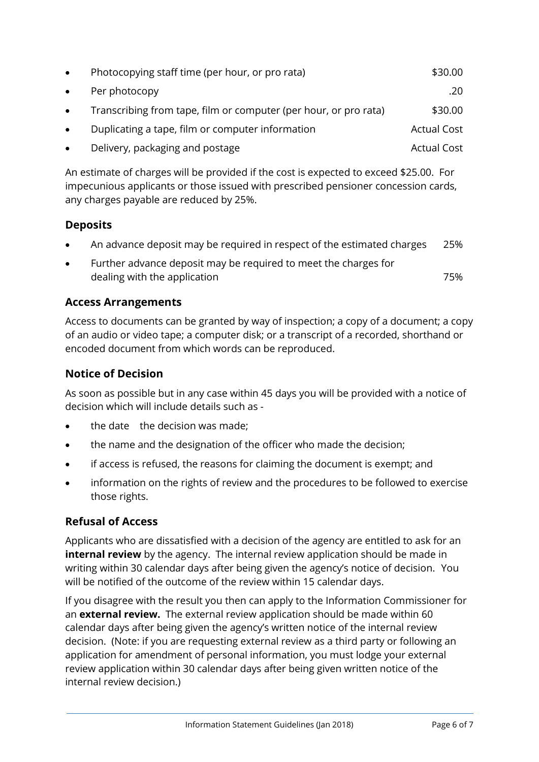- Photocopying staff time (per hour, or pro rata) $30.00
- Per photocopy .20
- Transcribing from tape, film or computer (per hour, or pro rata) $30.00
- Duplicating a tape, film or computer information Actual Cost
- Delivery, packaging and postage Actual Cost

An estimate of charges will be provided if the cost is expected to exceed $25.00. For impecunious applicants or those issued with prescribed pensioner concession cards, any charges payable are reduced by 25%.

### Deposits

- An advance deposit may be required in respect of the estimated charges 25%
- Further advance deposit may be required to meet the charges for dealing with the application 75%

### Access Arrangements

Access to documents can be granted by way of inspection; a copy of a document; a copy of an audio or video tape; a computer disk; or a transcript of a recorded, shorthand or encoded document from which words can be reproduced.

### Notice of Decision

As soon as possible but in any case within 45 days you will be provided with a notice of decision which will include details such as -

- the date the decision was made;
- the name and the designation of the officer who made the decision;
- if access is refused, the reasons for claiming the document is exempt; and
- information on the rights of review and the procedures to be followed to exercise those rights.

### Refusal of Access

Applicants who are dissatisfied with a decision of the agency are entitled to ask for an **internal review** by the agency. The internal review application should be made in writing within 30 calendar days after being given the agency's notice of decision. You will be notified of the outcome of the review within 15 calendar days.

If you disagree with the result you then can apply to the Information Commissioner for an **external review.** The external review application should be made within 60 calendar days after being given the agency's written notice of the internal review decision. (Note: if you are requesting external review as a third party or following an application for amendment of personal information, you must lodge your external review application within 30 calendar days after being given written notice of the internal review decision.)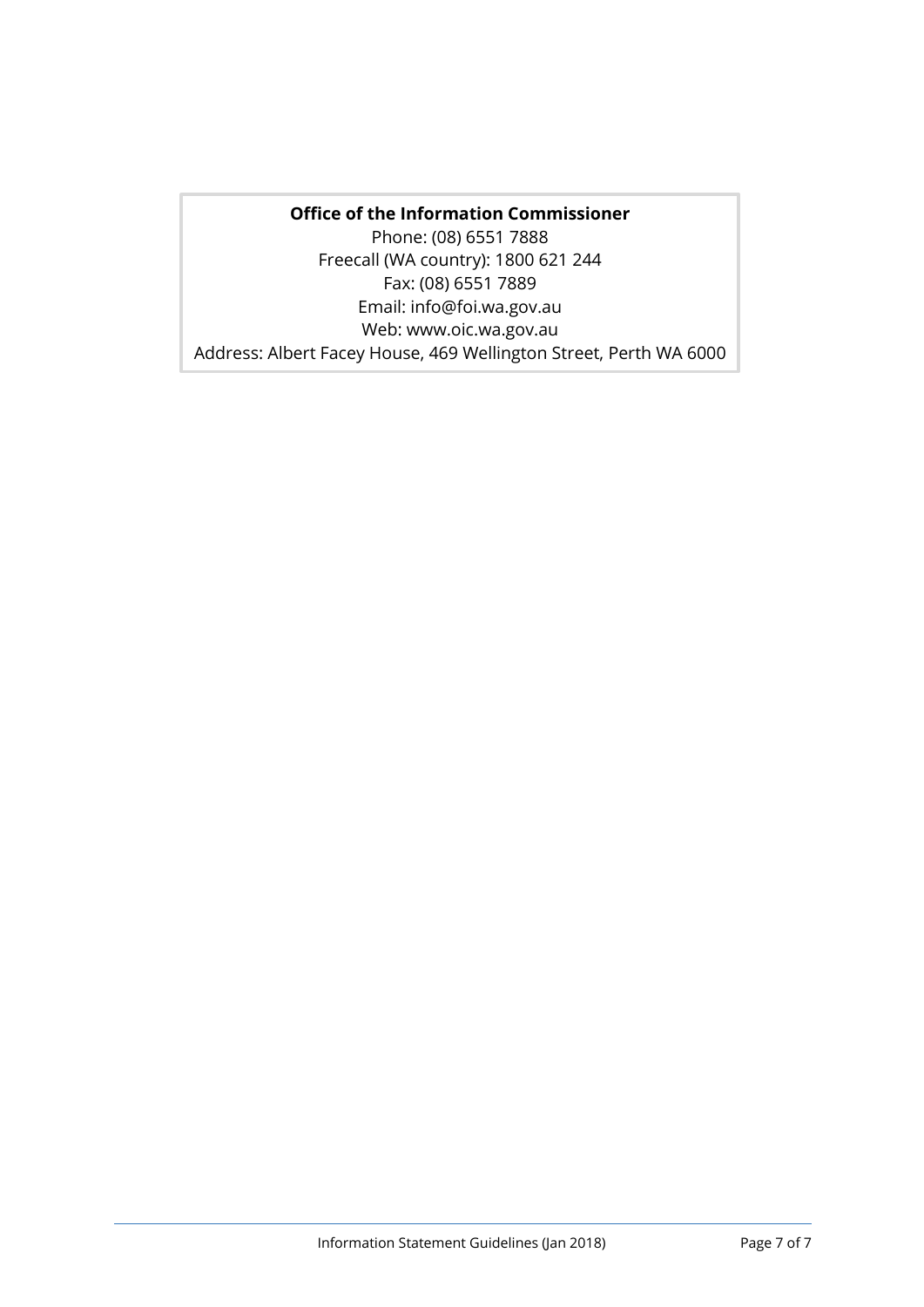**Office of the Information Commissioner**

Phone: (08) 6551 7888

Freecall (WA country): 1800 621 244

Fax: (08) 6551 7889

Email: info@foi.wa.gov.au

Web: www.oic.wa.gov.au

Address: Albert Facey House, 469 Wellington Street, Perth WA 6000